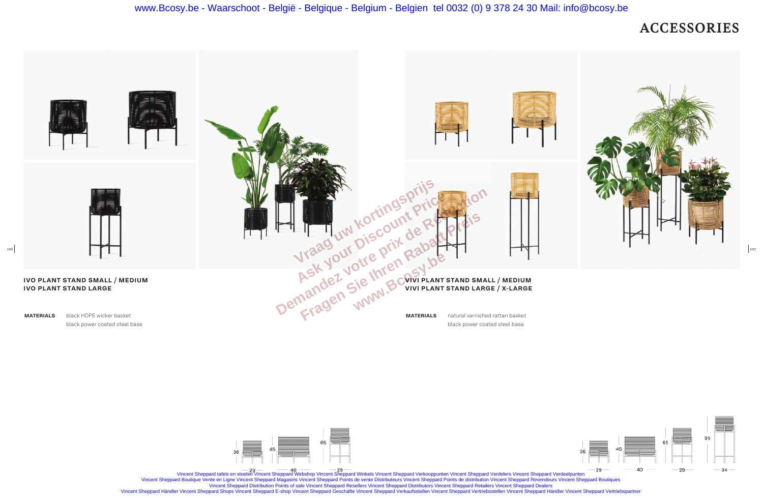www.Bcosy.be - Waarschoot - België - Belgique - Belgium - Belgien tel 0032 (0) 9 378 24 30 Mail: info@bcosy.be

# ACCESSORIES

Vraag uw kortingsprijs
Ask your Discount Price
Demandez votre prix de Réduction
Fragen Sie Ihren Rabatt Preis
www.Bcosy.be

**IVO PLANT STAND SMALL / MEDIUM**
**IVO PLANT STAND LARGE**

**MATERIALS** black HDPE wicker basket
black power coated steel base

**VIVI PLANT STAND SMALL / MEDIUM**
**VIVI PLANT STAND LARGE / X-LARGE**

**MATERIALS** natural varnished rattan basket
black power coated steel base

36
29
45
40
65
29

36
29
45
40
65
29
95
34

Vincent Sheppard tafels en stoelen Vincent Sheppard Webshop Vincent Sheppard Winkels Vincent Sheppard Verkooppunten Vincent Sheppard Verdelers Vincent Sheppard Verdeelpunten
Vincent Sheppard Boutique Vente en Ligne Vincent Sheppard Magasins Vincent Sheppard Points de vente Distributeurs Vincent Sheppard Points de distribution Vincent Sheppard Revendeurs Vincent Sheppard Boutiques
Vincent Sheppard Distribution Points of sale Vincent Sheppard Resellers Vincent Sheppard Distributors Vincent Sheppard Retailers Vincent Sheppard Dealers
Vincent Sheppard Händler Vincent Sheppard Shops Vincent Sheppard E-shop Vincent Sheppard Geschäfte Vincent Sheppard Verkaufsstellen Vincent Sheppard Vertriebsstellen Vincent Sheppard Händler Vincent Sheppard Vertriebspartner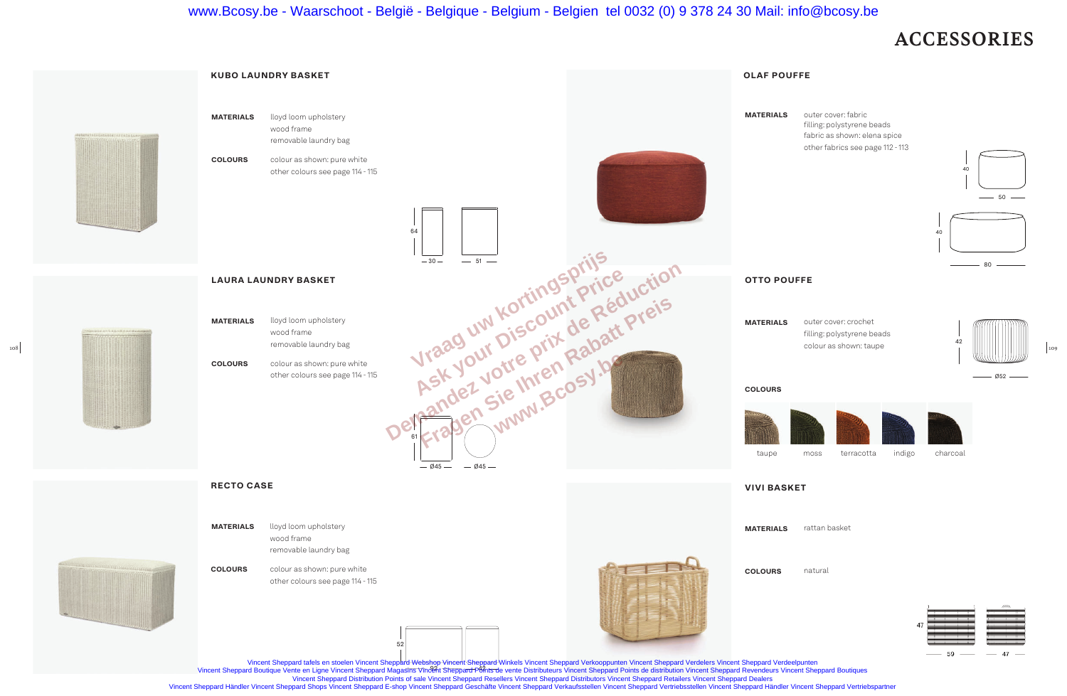www.Bcosy.be - Waarschoot - België - Belgique - Belgium - Belgien tel 0032 (0) 9 378 24 30 Mail: info@bcosy.be

# ACCESSORIES

## KUBO LAUNDRY BASKET

**MATERIALS** lloyd loom upholstery
wood frame
removable laundry bag

**COLOURS** colour as shown: pure white
other colours see page 114 - 115

64
30
51

## LAURA LAUNDRY BASKET

**MATERIALS** lloyd loom upholstery
wood frame
removable laundry bag

**COLOURS** colour as shown: pure white
other colours see page 114 - 115

61
Ø45
Ø45

## RECTO CASE

**MATERIALS** lloyd loom upholstery
wood frame
removable laundry bag

**COLOURS** colour as shown: pure white
other colours see page 114 - 115

52
92
42

## OLAF POUFFE

**MATERIALS** outer cover: fabric
filling: polystyrene beads
fabric as shown: elena spice
other fabrics see page 112 - 113

40
50
40
80

## OTTO POUFFE

**MATERIALS** outer cover: crochet
filling: polystyrene beads
colour as shown: taupe

42
Ø52

**COLOURS**

taupe moss terracotta indigo charcoal

## VIVI BASKET

**MATERIALS** rattan basket

**COLOURS** natural

47
59
47

Vraag uw kortingsprijs
Ask your Discount Price
Demandez votre prix de Réduction
Fragen Sie Ihren Rabatt Preis
www.Bcosy.be

Vincent Sheppard tafels en stoelen Vincent Sheppard Webshop Vincent Sheppard Winkels Vincent Sheppard Verkooppunten Vincent Sheppard Verdelers Vincent Sheppard Verdeelpunten
Vincent Sheppard Boutique Vente en Ligne Vincent Sheppard Magasins Vincent Sheppard Points de vente Distributeurs Vincent Sheppard Points de distribution Vincent Sheppard Revendeurs Vincent Sheppard Boutiques
Vincent Sheppard Distribution Points of sale Vincent Sheppard Resellers Vincent Sheppard Distributors Vincent Sheppard Retailers Vincent Sheppard Dealers
Vincent Sheppard Händler Vincent Sheppard Shops Vincent Sheppard E-shop Vincent Sheppard Geschäfte Vincent Sheppard Verkaufsstellen Vincent Sheppard Vertriebsstellen Vincent Sheppard Händler Vincent Sheppard Vertriebspartner